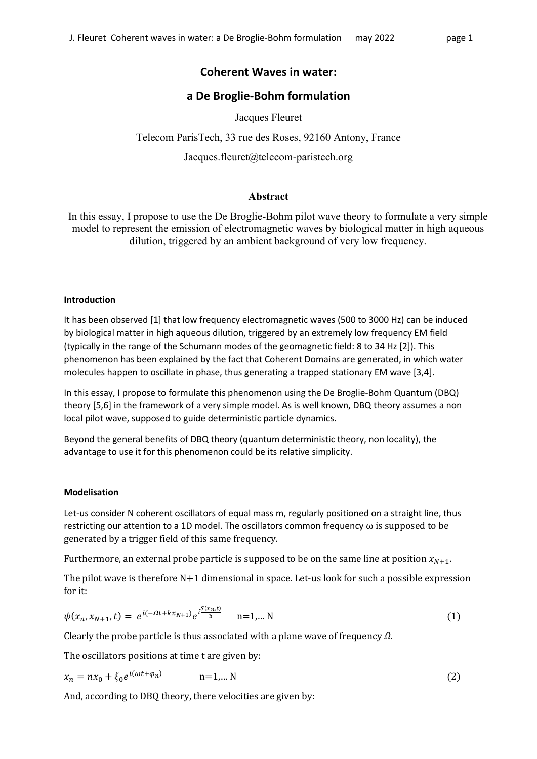# Coherent Waves in water:

# a De Broglie-Bohm formulation

Jacques Fleuret

Telecom ParisTech, 33 rue des Roses, 92160 Antony, France

Jacques.fleuret@telecom-paristech.org

## Abstract

In this essay, I propose to use the De Broglie-Bohm pilot wave theory to formulate a very simple model to represent the emission of electromagnetic waves by biological matter in high aqueous dilution, triggered by an ambient background of very low frequency.

#### Introduction

It has been observed [1] that low frequency electromagnetic waves (500 to 3000 Hz) can be induced by biological matter in high aqueous dilution, triggered by an extremely low frequency EM field (typically in the range of the Schumann modes of the geomagnetic field: 8 to 34 Hz [2]). This phenomenon has been explained by the fact that Coherent Domains are generated, in which water molecules happen to oscillate in phase, thus generating a trapped stationary EM wave [3,4].

In this essay, I propose to formulate this phenomenon using the De Broglie-Bohm Quantum (DBQ) theory [5,6] in the framework of a very simple model. As is well known, DBQ theory assumes a non local pilot wave, supposed to guide deterministic particle dynamics.

Beyond the general benefits of DBQ theory (quantum deterministic theory, non locality), the advantage to use it for this phenomenon could be its relative simplicity.

#### Modelisation

Let-us consider N coherent oscillators of equal mass m, regularly positioned on a straight line, thus restricting our attention to a 1D model. The oscillators common frequency $\omega$ is supposed to be generated by a trigger field of this same frequency.

Furthermore, an external probe particle is supposed to be on the same line at position $x_{N+1}$.

The pilot wave is therefore N+1 dimensional in space. Let-us look for such a possible expression for it:

$$\psi(x_n, x_{N+1}, t) = e^{i(-\Omega t + k x_{N+1})} e^{i\frac{S(x_n,t)}{\hbar}} \qquad n=1,\dots N \tag{1}$$

Clearly the probe particle is thus associated with a plane wave of frequency $\Omega$.

The oscillators positions at time t are given by:

$$x_n = n x_0 + \xi_0 e^{i(\omega t + \varphi_n)} \qquad n=1,\dots N \tag{2}$$

And, according to DBQ theory, there velocities are given by: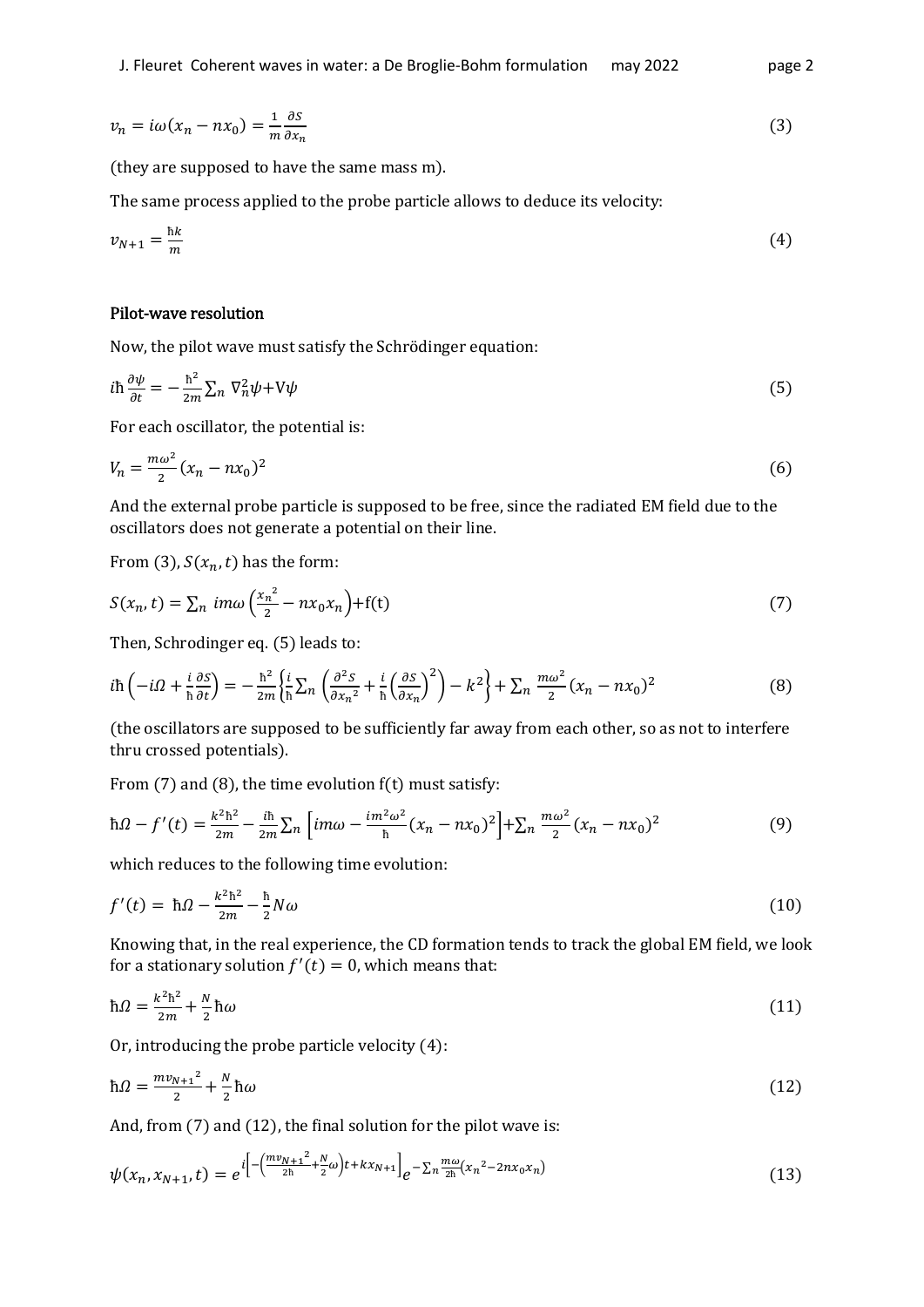$$v_n = i\omega(x_n - nx_0) = \frac{1}{m}\frac{\partial S}{\partial x_n} \tag{3}$$

(they are supposed to have the same mass m).

The same process applied to the probe particle allows to deduce its velocity:

$$v_{N+1} = \frac{\hbar k}{m} \tag{4}$$

### Pilot-wave resolution

Now, the pilot wave must satisfy the Schrödinger equation:

$$i\hbar\frac{\partial\psi}{\partial t} = -\frac{\hbar^2}{2m}\sum_n \nabla_n^2\psi + V\psi \tag{5}$$

For each oscillator, the potential is:

$$V_n = \frac{m\omega^2}{2}(x_n - nx_0)^2 \tag{6}$$

And the external probe particle is supposed to be free, since the radiated EM field due to the oscillators does not generate a potential on their line.

From (3), $S(x_n, t)$ has the form:

$$S(x_n, t) = \sum_n im\omega\left(\frac{{x_n}^2}{2} - nx_0x_n\right) + \mathrm{f(t)} \tag{7}$$

Then, Schrodinger eq. (5) leads to:

$$i\hbar\left(-i\Omega + \frac{i}{\hbar}\frac{\partial S}{\partial t}\right) = -\frac{\hbar^2}{2m}\left\{\frac{i}{\hbar}\sum_n\left(\frac{\partial^2 S}{\partial {x_n}^2} + \frac{i}{\hbar}\left(\frac{\partial S}{\partial x_n}\right)^2\right) - k^2\right\} + \sum_n \frac{m\omega^2}{2}(x_n - nx_0)^2 \tag{8}$$

(the oscillators are supposed to be sufficiently far away from each other, so as not to interfere thru crossed potentials).

From (7) and (8), the time evolution f(t) must satisfy:

$$\hbar\Omega - f'(t) = \frac{k^2\hbar^2}{2m} - \frac{i\hbar}{2m}\sum_n\left[im\omega - \frac{im^2\omega^2}{\hbar}(x_n - nx_0)^2\right] + \sum_n \frac{m\omega^2}{2}(x_n - nx_0)^2 \tag{9}$$

which reduces to the following time evolution:

$$f'(t) = \hbar\Omega - \frac{k^2\hbar^2}{2m} - \frac{\hbar}{2}N\omega \tag{10}$$

Knowing that, in the real experience, the CD formation tends to track the global EM field, we look for a stationary solution $f'(t) = 0$, which means that:

$$\hbar\Omega = \frac{k^2\hbar^2}{2m} + \frac{N}{2}\hbar\omega \tag{11}$$

Or, introducing the probe particle velocity (4):

$$\hbar\Omega = \frac{m{v_{N+1}}^2}{2} + \frac{N}{2}\hbar\omega \tag{12}$$

And, from (7) and (12), the final solution for the pilot wave is:

$$\psi(x_n, x_{N+1}, t) = e^{i\left[-\left(\frac{m{v_{N+1}}^2}{2\hbar} + \frac{N}{2}\omega\right)t + kx_{N+1}\right]} e^{-\sum_n \frac{m\omega}{2\hbar}\left({x_n}^2 - 2nx_0x_n\right)} \tag{13}$$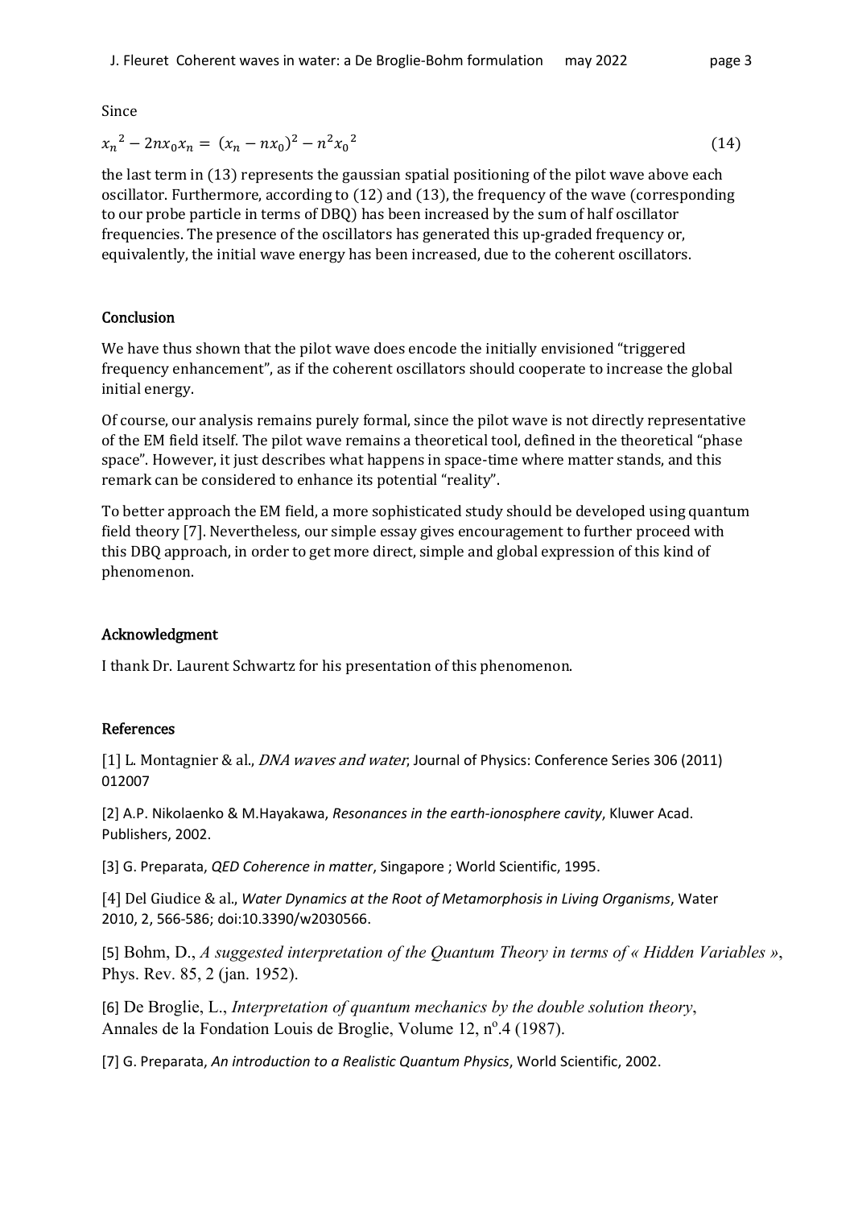Since

$$x_n{}^2 - 2nx_0x_n = (x_n - nx_0)^2 - n^2x_0{}^2 \tag{14}$$

the last term in (13) represents the gaussian spatial positioning of the pilot wave above each oscillator. Furthermore, according to (12) and (13), the frequency of the wave (corresponding to our probe particle in terms of DBQ) has been increased by the sum of half oscillator frequencies. The presence of the oscillators has generated this up-graded frequency or, equivalently, the initial wave energy has been increased, due to the coherent oscillators.

## Conclusion

We have thus shown that the pilot wave does encode the initially envisioned "triggered frequency enhancement", as if the coherent oscillators should cooperate to increase the global initial energy.

Of course, our analysis remains purely formal, since the pilot wave is not directly representative of the EM field itself. The pilot wave remains a theoretical tool, defined in the theoretical "phase space". However, it just describes what happens in space-time where matter stands, and this remark can be considered to enhance its potential "reality".

To better approach the EM field, a more sophisticated study should be developed using quantum field theory [7]. Nevertheless, our simple essay gives encouragement to further proceed with this DBQ approach, in order to get more direct, simple and global expression of this kind of phenomenon.

## Acknowledgment

I thank Dr. Laurent Schwartz for his presentation of this phenomenon.

## References

[1] L. Montagnier & al., *DNA waves and water*, Journal of Physics: Conference Series 306 (2011) 012007

[2] A.P. Nikolaenko & M.Hayakawa, *Resonances in the earth-ionosphere cavity*, Kluwer Acad. Publishers, 2002.

[3] G. Preparata, *QED Coherence in matter*, Singapore ; World Scientific, 1995.

[4] Del Giudice & al., *Water Dynamics at the Root of Metamorphosis in Living Organisms*, Water 2010, 2, 566-586; doi:10.3390/w2030566.

[5] Bohm, D., *A suggested interpretation of the Quantum Theory in terms of « Hidden Variables »*, Phys. Rev. 85, 2 (jan. 1952).

[6] De Broglie, L., *Interpretation of quantum mechanics by the double solution theory*, Annales de la Fondation Louis de Broglie, Volume 12, n°.4 (1987).

[7] G. Preparata, *An introduction to a Realistic Quantum Physics*, World Scientific, 2002.